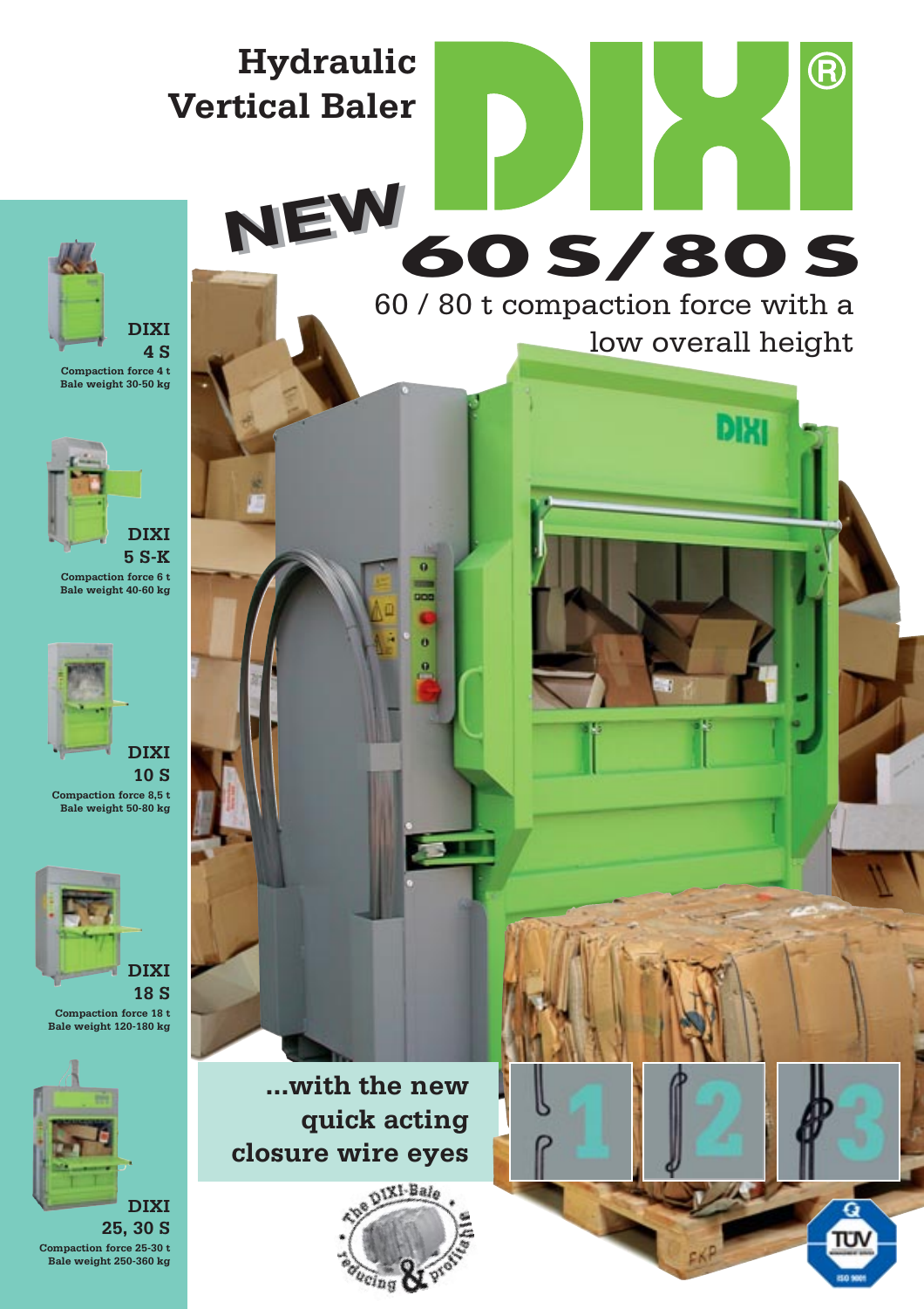# Hydraulic Vertical Baler

# DIXI®

## NEW 60 S / 80 S

60 / 80 t compaction force with a low overall height

**DIXI 4 S**
Compaction force 4 t
Bale weight 30-50 kg

**DIXI 5 S-K**
Compaction force 6 t
Bale weight 40-60 kg

**DIXI 10 S**
Compaction force 8,5 t
Bale weight 50-80 kg

**DIXI 18 S**
Compaction force 18 t
Bale weight 120-180 kg

**DIXI 25, 30 S**
Compaction force 25-30 t
Bale weight 250-360 kg

**...with the new quick acting closure wire eyes**

1 2 3

The DIXI-Bale • reducing & profitable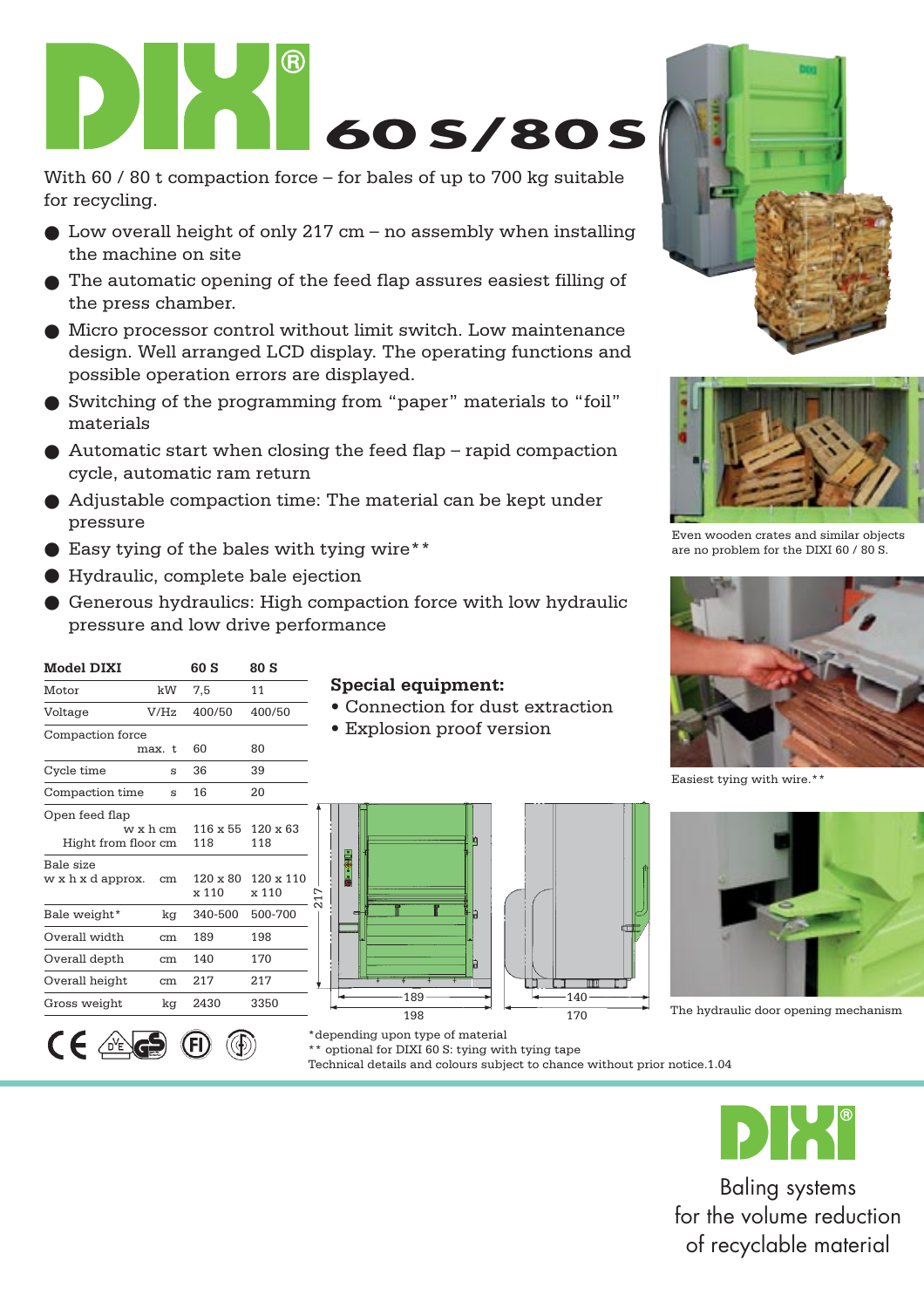# DIXI® 60 S/80 S

With 60 / 80 t compaction force – for bales of up to 700 kg suitable for recycling.

- Low overall height of only 217 cm – no assembly when installing the machine on site
- The automatic opening of the feed flap assures easiest filling of the press chamber.
- Micro processor control without limit switch. Low maintenance design. Well arranged LCD display. The operating functions and possible operation errors are displayed.
- Switching of the programming from "paper" materials to "foil" materials
- Automatic start when closing the feed flap – rapid compaction cycle, automatic ram return
- Adjustable compaction time: The material can be kept under pressure
- Easy tying of the bales with tying wire**
- Hydraulic, complete bale ejection
- Generous hydraulics: High compaction force with low hydraulic pressure and low drive performance

Even wooden crates and similar objects are no problem for the DIXI 60 / 80 S.

Easiest tying with wire.**

The hydraulic door opening mechanism

| Model DIXI | | 60 S | 80 S |
|---|---|---|---|
| Motor | kW | 7,5 | 11 |
| Voltage | V/Hz | 400/50 | 400/50 |
| Compaction force | max. t | 60 | 80 |
| Cycle time | s | 36 | 39 |
| Compaction time | s | 16 | 20 |
| Open feed flap | w x h cm | 116 x 55 | 120 x 63 |
| Hight from floor | cm | 118 | 118 |
| Bale size w x h x d approx. | cm | 120 x 80 x 110 | 120 x 110 x 110 |
| Bale weight* | kg | 340-500 | 500-700 |
| Overall width | cm | 189 | 198 |
| Overall depth | cm | 140 | 170 |
| Overall height | cm | 217 | 217 |
| Gross weight | kg | 2430 | 3350 |

**Special equipment:**

- Connection for dust extraction
- Explosion proof version

217

189

198

140

170

*depending upon type of material
** optional for DIXI 60 S: tying with tying tape
Technical details and colours subject to chance without prior notice.1.04

DIXI®

Baling systems
for the volume reduction
of recyclable material